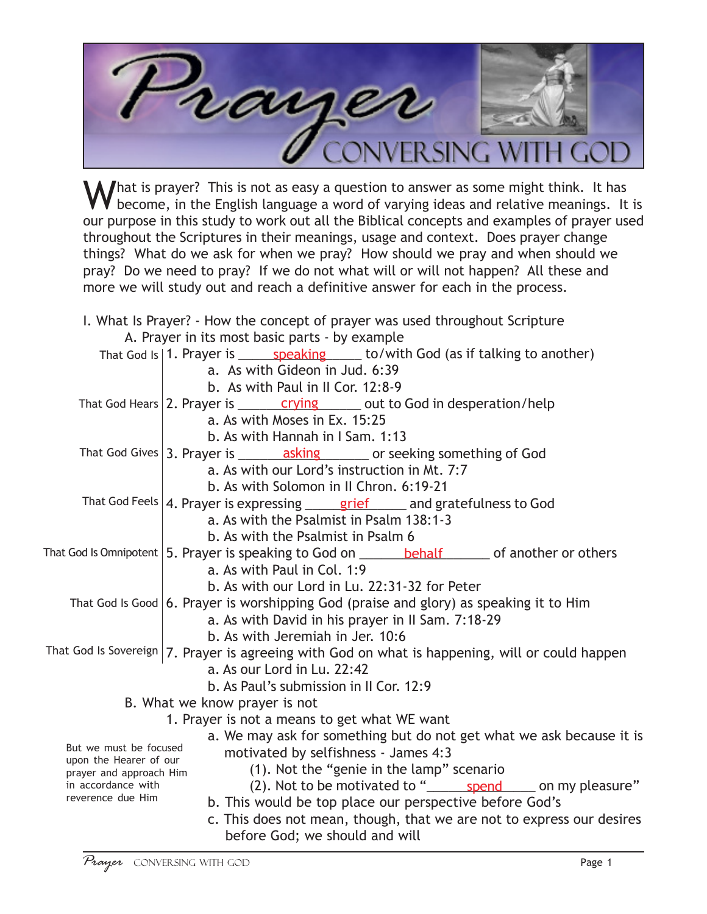# Prayer

## CONVERSING WITH GOD

What is prayer? This is not as easy a question to answer as some might think. It has become, in the English language a word of varying ideas and relative meanings. It is our purpose in this study to work out all the Biblical concepts and examples of prayer used throughout the Scriptures in their meanings, usage and context. Does prayer change things? What do we ask for when we pray? How should we pray and when should we pray? Do we need to pray? If we do not what will or will not happen? All these and more we will study out and reach a definitive answer for each in the process.

I. What Is Prayer? - How the concept of prayer used throughout Scripture

A. Prayer in its most basic parts - by example

That God Is | 1. Prayer is ____speaking____ to/with God (as if talking to another)
- a. As with Gideon in Jud. 6:39
- b. As with Paul in II Cor. 12:8-9

That God Hears | 2. Prayer is ____crying____ out to God in desperation/help
- a. As with Moses in Ex. 15:25
- b. As with Hannah in I Sam. 1:13

That God Gives | 3. Prayer is ____asking____ or seeking something of God
- a. As with our Lord's instruction in Mt. 7:7
- b. As with Solomon in II Chron. 6:19-21

That God Feels | 4. Prayer is expressing ____grief____ and gratefulness to God
- a. As with the Psalmist in Psalm 138:1-3
- b. As with the Psalmist in Psalm 6

That God Is Omnipotent | 5. Prayer is speaking to God on ____behalf____ of another or others
- a. As with Paul in Col. 1:9
- b. As with our Lord in Lu. 22:31-32 for Peter

That God Is Good | 6. Prayer is worshipping God (praise and glory) as speaking it to Him
- a. As with David in his prayer in II Sam. 7:18-29
- b. As with Jeremiah in Jer. 10:6

That God Is Sovereign | 7. Prayer is agreeing with God on what is happening, will or could happen
- a. As our Lord in Lu. 22:42
- b. As Paul's submission in II Cor. 12:9

B. What we know prayer is not

1. Prayer is not a means to get what WE want
- a. We may ask for something but do not get what we ask because it is motivated by selfishness - James 4:3
  - (1). Not the "genie in the lamp" scenario
  - (2). Not to be motivated to "____spend____ on my pleasure"
- b. This would be top place our perspective before God's
- c. This does not mean, though, that we are not to express our desires before God; we should and will

*But we must be focused upon the Hearer of our prayer and approach Him in accordance with reverence due Him*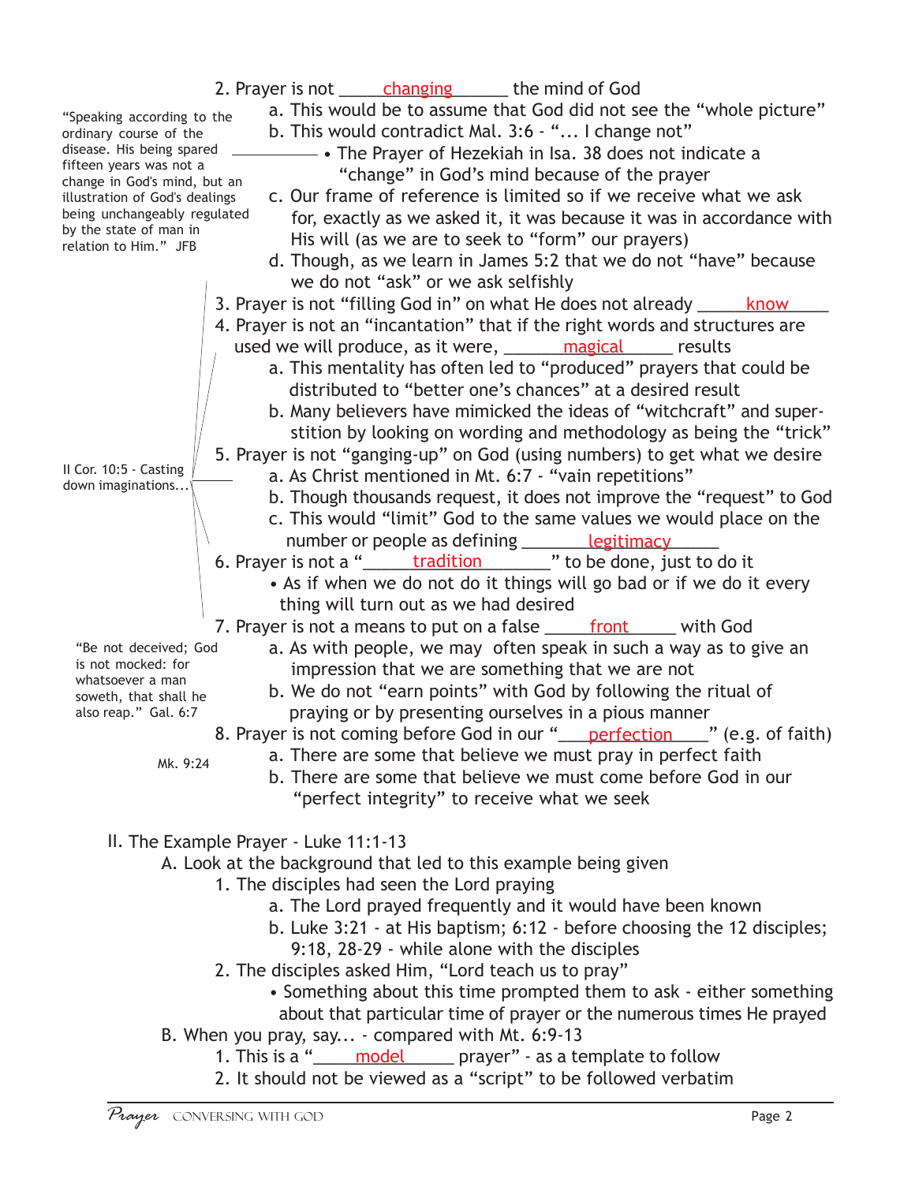2. Prayer is not ____changing____ the mind of God

   a. This would be to assume that God did not see the "whole picture"

   b. This would contradict Mal. 3:6 - "... I change not"

      - The Prayer of Hezekiah in Isa. 38 does not indicate a "change" in God's mind because of the prayer

   c. Our frame of reference is limited so if we receive what we ask for, exactly as we asked it, it was because it was in accordance with His will (as we are to seek to "form" our prayers)

   d. Though, as we learn in James 5:2 that we do not "have" because we do not "ask" or we ask selfishly

> "Speaking according to the ordinary course of the disease. His being spared fifteen years was not a change in God's mind, but an illustration of God's dealings being unchangeably regulated by the state of man in relation to Him." JFB

3. Prayer is not "filling God in" on what He does not already ____know____

4. Prayer is not an "incantation" that if the right words and structures are used we will produce, as it were, ____magical____ results

   a. This mentality has often led to "produced" prayers that could be distributed to "better one's chances" at a desired result

   b. Many believers have mimicked the ideas of "witchcraft" and superstition by looking on wording and methodology as being the "trick"

5. Prayer is not "ganging-up" on God (using numbers) to get what we desire

   a. As Christ mentioned in Mt. 6:7 - "vain repetitions"

   b. Though thousands request, it does not improve the "request" to God

   c. This would "limit" God to the same values we would place on the number or people as defining ____legitimacy____

6. Prayer is not a "____tradition____" to be done, just to do it

   - As if when we do not do it things will go bad or if we do it every thing will turn out as we had desired

> II Cor. 10:5 - Casting down imaginations...

7. Prayer is not a means to put on a false ____front____ with God

   a. As with people, we may often speak in such a way as to give an impression that we are something that we are not

   b. We do not "earn points" with God by following the ritual of praying or by presenting ourselves in a pious manner

> "Be not deceived; God is not mocked: for whatsoever a man soweth, that shall he also reap." Gal. 6:7

8. Prayer is not coming before God in our "____perfection____" (e.g. of faith)

   a. There are some that believe we must pray in perfect faith

   b. There are some that believe we must come before God in our "perfect integrity" to receive what we seek

> Mk. 9:24

II. The Example Prayer - Luke 11:1-13

A. Look at the background that led to this example being given

1. The disciples had seen the Lord praying

   a. The Lord prayed frequently and it would have been known

   b. Luke 3:21 - at His baptism; 6:12 - before choosing the 12 disciples; 9:18, 28-29 - while alone with the disciples

2. The disciples asked Him, "Lord teach us to pray"

   - Something about this time prompted them to ask - either something about that particular time of prayer or the numerous times He prayed

B. When you pray, say... - compared with Mt. 6:9-13

1. This is a "____model____ prayer" - as a template to follow

2. It should not be viewed as a "script" to be followed verbatim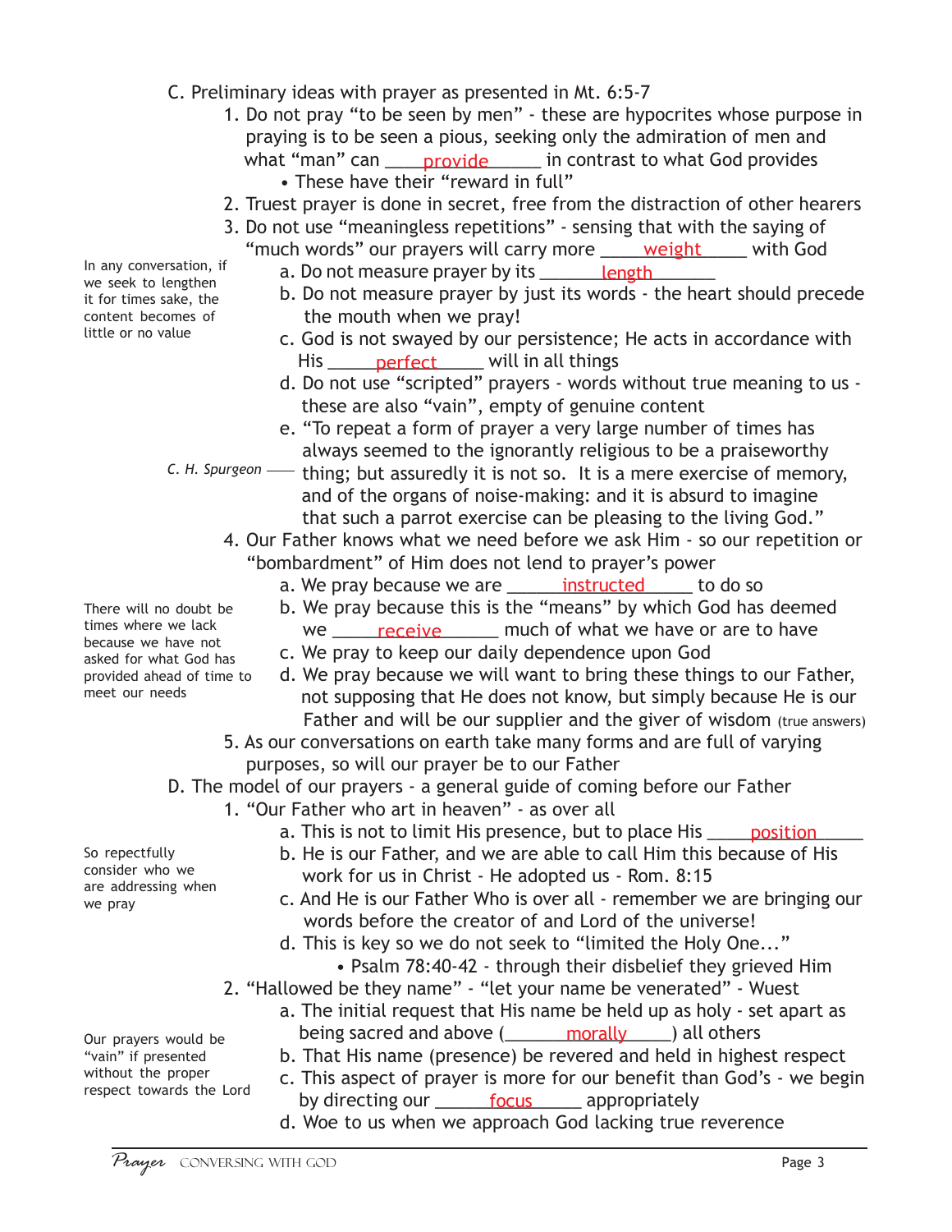C. Preliminary ideas with prayer as presented in Mt. 6:5-7

1. Do not pray "to be seen by men" - these are hypocrites whose purpose in praying is to be seen a pious, seeking only the admiration of men and what "man" can ____provide______ in contrast to what God provides
   - These have their "reward in full"
2. Truest prayer is done in secret, free from the distraction of other hearers
3. Do not use "meaningless repetitions" - sensing that with the saying of "much words" our prayers will carry more ____weight_____ with God

   *In any conversation, if we seek to lengthen it for times sake, the content becomes of little or no value*

   a. Do not measure prayer by its _______length_______
   b. Do not measure prayer by just its words - the heart should precede the mouth when we pray!
   c. God is not swayed by our persistence; He acts in accordance with His _____perfect_____ will in all things
   d. Do not use "scripted" prayers - words without true meaning to us - these are also "vain", empty of genuine content
   e. "To repeat a form of prayer a very large number of times has always seemed to the ignorantly religious to be a praiseworthy thing; but assuredly it is not so. It is a mere exercise of memory, and of the organs of noise-making: and it is absurd to imagine that such a parrot exercise can be pleasing to the living God." — *C. H. Spurgeon*
4. Our Father knows what we need before we ask Him - so our repetition or "bombardment" of Him does not lend to prayer's power

   *There will no doubt be times where we lack because we have not asked for what God has provided ahead of time to meet our needs*

   a. We pray because we are ______instructed______ to do so
   b. We pray because this is the "means" by which God has deemed we _____receive______ much of what we have or are to have
   c. We pray to keep our daily dependence upon God
   d. We pray because we will want to bring these things to our Father, not supposing that He does not know, but simply because He is our Father and will be our supplier and the giver of wisdom (true answers)
5. As our conversations on earth take many forms and are full of varying purposes, so will our prayer be to our Father

D. The model of our prayers - a general guide of coming before our Father

1. "Our Father who art in heaven" - as over all

   *So repectfully consider who we are addressing when we pray*

   a. This is not to limit His presence, but to place His ____position_____
   b. He is our Father, and we are able to call Him this because of His work for us in Christ - He adopted us - Rom. 8:15
   c. And He is our Father Who is over all - remember we are bringing our words before the creator of and Lord of the universe!
   d. This is key so we do not seek to "limited the Holy One..."
      - Psalm 78:40-42 - through their disbelief they grieved Him
2. "Hallowed be they name" - "let your name be venerated" - Wuest

   *Our prayers would be "vain" if presented without the proper respect towards the Lord*

   a. The initial request that His name be held up as holy - set apart as being sacred and above (_______morally_____) all others
   b. That His name (presence) be revered and held in highest respect
   c. This aspect of prayer is more for our benefit than God's - we begin by directing our ______focus______ appropriately
   d. Woe to us when we approach God lacking true reverence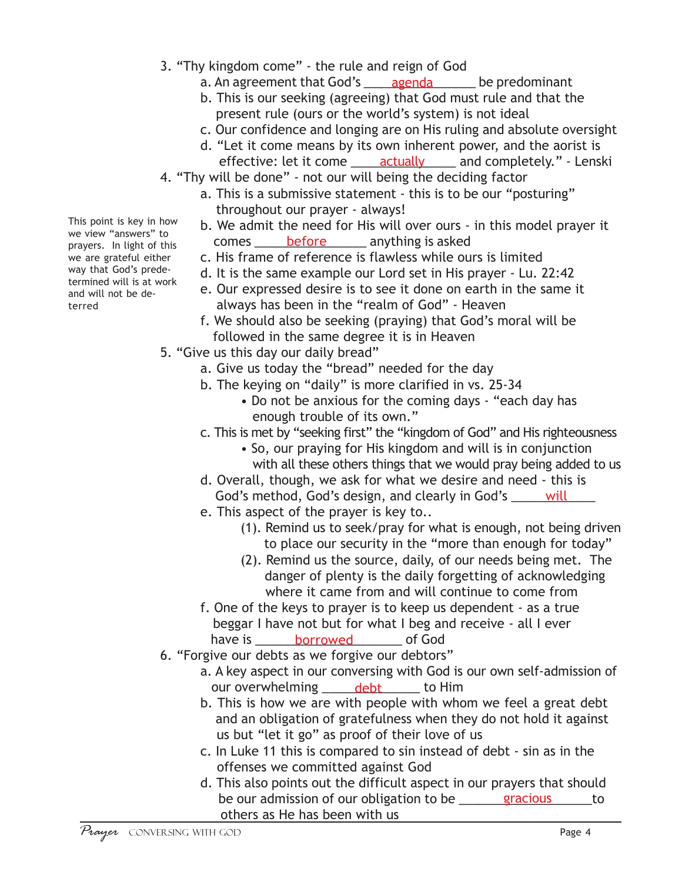3. "Thy kingdom come" - the rule and reign of God
    a. An agreement that God's ____agenda______ be predominant
    b. This is our seeking (agreeing) that God must rule and that the present rule (ours or the world's system) is not ideal
    c. Our confidence and longing are on His ruling and absolute oversight
    d. "Let it come means by its own inherent power, and the aorist is effective: let it come ____actually_____ and completely." - Lenski
4. "Thy will be done" - not our will being the deciding factor
    a. This is a submissive statement - this is to be our "posturing" throughout our prayer - always!
    b. We admit the need for His will over ours - in this model prayer it comes _____before______ anything is asked
    c. His frame of reference is flawless while ours is limited
    d. It is the same example our Lord set in His prayer - Lu. 22:42
    e. Our expressed desire is to see it done on earth in the same it always has been in the "realm of God" - Heaven
    f. We should also be seeking (praying) that God's moral will be followed in the same degree it is in Heaven

This point is key in how we view "answers" to prayers. In light of this we are grateful either way that God's predetermined will is at work and will not be deterred

5. "Give us this day our daily bread"
    a. Give us today the "bread" needed for the day
    b. The keying on "daily" is more clarified in vs. 25-34
        • Do not be anxious for the coming days - "each day has enough trouble of its own."
    c. This is met by "seeking first" the "kingdom of God" and His righteousness
        • So, our praying for His kingdom and will is in conjunction with all these others things that we would pray being added to us
    d. Overall, though, we ask for what we desire and need - this is God's method, God's design, and clearly in God's _____will_____
    e. This aspect of the prayer is key to..
        (1). Remind us to seek/pray for what is enough, not being driven to place our security in the "more than enough for today"
        (2). Remind us the source, daily, of our needs being met. The danger of plenty is the daily forgetting of acknowledging where it came from and will continue to come from
    f. One of the keys to prayer is to keep us dependent - as a true beggar I have not but for what I beg and receive - all I ever have is ______borrowed________ of God
6. "Forgive our debts as we forgive our debtors"
    a. A key aspect in our conversing with God is our own self-admission of our overwhelming _____debt______ to Him
    b. This is how we are with people with whom we feel a great debt and an obligation of gratefulness when they do not hold it against us but "let it go" as proof of their love of us
    c. In Luke 11 this is compared to sin instead of debt - sin as in the offenses we committed against God
    d. This also points out the difficult aspect in our prayers that should be our admission of our obligation to be _______gracious_______to others as He has been with us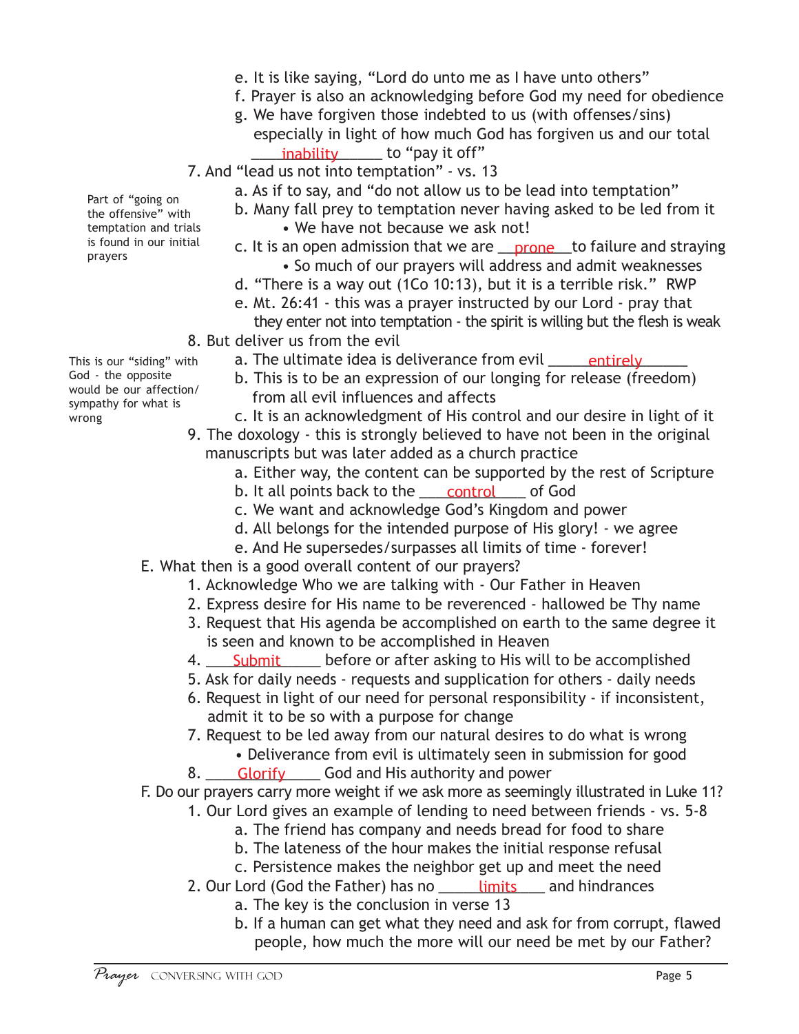e. It is like saying, "Lord do unto me as I have unto others"

f. Prayer is also an acknowledging before God my need for obedience

g. We have forgiven those indebted to us (with offenses/sins) especially in light of how much God has forgiven us and our total \_\_\_\_inability\_\_\_\_\_ to "pay it off"

7. And "lead us not into temptation" - vs. 13

> Part of "going on the offensive" with temptation and trials is found in our initial prayers

a. As if to say, and "do not allow us to be lead into temptation"

b. Many fall prey to temptation never having asked to be led from it
   - We have not because we ask not!

c. It is an open admission that we are \_\_prone\_\_to failure and straying
   - So much of our prayers will address and admit weaknesses

d. "There is a way out (1Co 10:13), but it is a terrible risk." RWP

e. Mt. 26:41 - this was a prayer instructed by our Lord - pray that they enter not into temptation - the spirit is willing but the flesh is weak

8. But deliver us from the evil

> This is our "siding" with God - the opposite would be our affection/sympathy for what is wrong

a. The ultimate idea is deliverance from evil \_\_\_\_\_entirely\_\_\_\_\_\_

b. This is to be an expression of our longing for release (freedom) from all evil influences and affects

c. It is an acknowledgment of His control and our desire in light of it

9. The doxology - this is strongly believed to have not been in the original manuscripts but was later added as a church practice

a. Either way, the content can be supported by the rest of Scripture

b. It all points back to the \_\_\_\_control\_\_\_\_ of God

c. We want and acknowledge God's Kingdom and power

d. All belongs for the intended purpose of His glory! - we agree

e. And He supersedes/surpasses all limits of time - forever!

E. What then is a good overall content of our prayers?

1. Acknowledge Who we are talking with - Our Father in Heaven
2. Express desire for His name to be reverenced - hallowed be Thy name
3. Request that His agenda be accomplished on earth to the same degree it is seen and known to be accomplished in Heaven
4. \_\_\_\_Submit\_\_\_\_\_ before or after asking to His will to be accomplished
5. Ask for daily needs - requests and supplication for others - daily needs
6. Request in light of our need for personal responsibility - if inconsistent, admit it to be so with a purpose for change
7. Request to be led away from our natural desires to do what is wrong
   - Deliverance from evil is ultimately seen in submission for good
8. \_\_\_\_Glorify\_\_\_\_ God and His authority and power

F. Do our prayers carry more weight if we ask more as seemingly illustrated in Luke 11?

1. Our Lord gives an example of lending to need between friends - vs. 5-8

a. The friend has company and needs bread for food to share

b. The lateness of the hour makes the initial response refusal

c. Persistence makes the neighbor get up and meet the need

2. Our Lord (God the Father) has no \_\_\_\_\_limits\_\_\_\_ and hindrances

a. The key is the conclusion in verse 13

b. If a human can get what they need and ask for from corrupt, flawed people, how much the more will our need be met by our Father?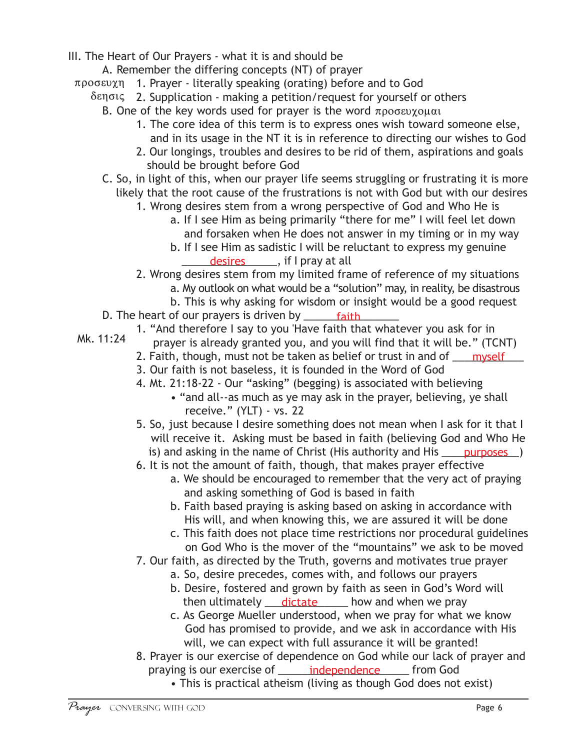III. The Heart of Our Prayers - what it is and should be

- A. Remember the differing concepts (NT) of prayer
  - προσευχη 1. Prayer - literally speaking (orating) before and to God
  - δεησις 2. Supplication - making a petition/request for yourself or others
- B. One of the key words used for prayer is the word προσευχομαι
  1. The core idea of this term is to express ones wish toward someone else, and in its usage in the NT it is in reference to directing our wishes to God
  2. Our longings, troubles and desires to be rid of them, aspirations and goals should be brought before God
- C. So, in light of this, when our prayer life seems struggling or frustrating it is more likely that the root cause of the frustrations is not with God but with our desires
  1. Wrong desires stem from a wrong perspective of God and Who He is
     - a. If I see Him as being primarily "there for me" I will feel let down and forsaken when He does not answer in my timing or in my way
     - b. If I see Him as sadistic I will be reluctant to express my genuine ___desires___, if I pray at all
  2. Wrong desires stem from my limited frame of reference of my situations
     - a. My outlook on what would be a "solution" may, in reality, be disastrous
     - b. This is why asking for wisdom or insight would be a good request
- D. The heart of our prayers is driven by ___faith___
  1. Mk. 11:24 — "And therefore I say to you 'Have faith that whatever you ask for in prayer is already granted you, and you will find that it will be." (TCNT)
  2. Faith, though, must not be taken as belief or trust in and of ___myself___
  3. Our faith is not baseless, it is founded in the Word of God
  4. Mt. 21:18-22 - Our "asking" (begging) is associated with believing
     - "and all--as much as ye may ask in the prayer, believing, ye shall receive." (YLT) - vs. 22
  5. So, just because I desire something does not mean when I ask for it that I will receive it. Asking must be based in faith (believing God and Who He is) and asking in the name of Christ (His authority and His ___purposes___)
  6. It is not the amount of faith, though, that makes prayer effective
     - a. We should be encouraged to remember that the very act of praying and asking something of God is based in faith
     - b. Faith based praying is asking based on asking in accordance with His will, and when knowing this, we are assured it will be done
     - c. This faith does not place time restrictions nor procedural guidelines on God Who is the mover of the "mountains" we ask to be moved
  7. Our faith, as directed by the Truth, governs and motivates true prayer
     - a. So, desire precedes, comes with, and follows our prayers
     - b. Desire, fostered and grown by faith as seen in God's Word will then ultimately ___dictate___ how and when we pray
     - c. As George Mueller understood, when we pray for what we know God has promised to provide, and we ask in accordance with His will, we can expect with full assurance it will be granted!
  8. Prayer is our exercise of dependence on God while our lack of prayer and praying is our exercise of ___independence___ from God
     - This is practical atheism (living as though God does not exist)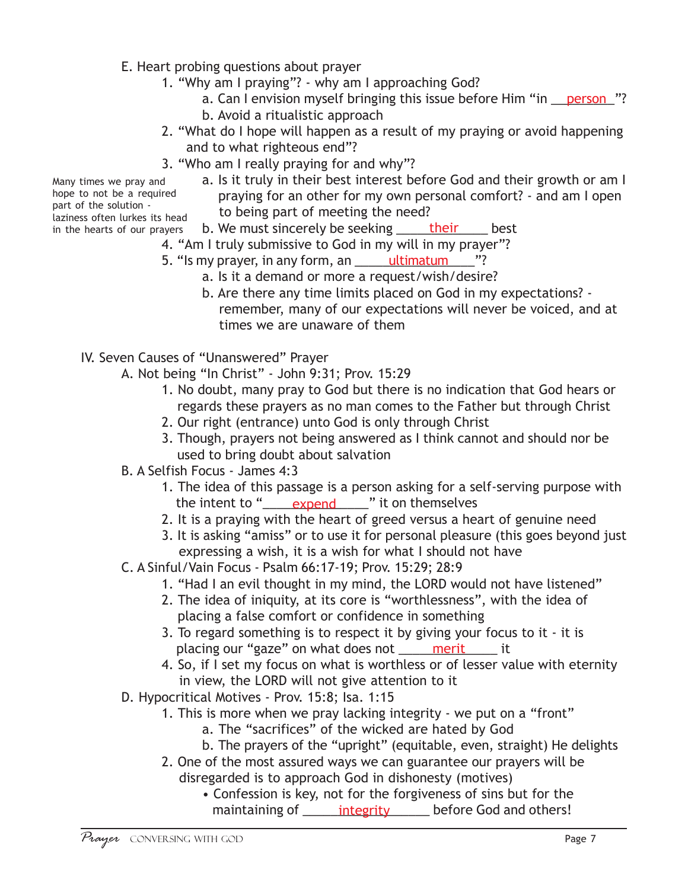E. Heart probing questions about prayer

1. "Why am I praying"? - why am I approaching God?
    a. Can I envision myself bringing this issue before Him "in __person__"?
    b. Avoid a ritualistic approach
2. "What do I hope will happen as a result of my praying or avoid happening and to what righteous end"?
3. "Who am I really praying for and why"?
    a. Is it truly in their best interest before God and their growth or am I praying for an other for my own personal comfort? - and am I open to being part of meeting the need?
    b. We must sincerely be seeking ____their____ best

    Many times we pray and hope to not be a required part of the solution - laziness often lurks its head in the hearts of our prayers
4. "Am I truly submissive to God in my will in my prayer"?
5. "Is my prayer, in any form, an ____ultimatum____"?
    a. Is it a demand or more a request/wish/desire?
    b. Are there any time limits placed on God in my expectations? - remember, many of our expectations will never be voiced, and at times we are unaware of them

IV. Seven Causes of "Unanswered" Prayer

A. Not being "In Christ" - John 9:31; Prov. 15:29
1. No doubt, many pray to God but there is no indication that God hears or regards these prayers as no man comes to the Father but through Christ
2. Our right (entrance) unto God is only through Christ
3. Though, prayers not being answered as I think cannot and should nor be used to bring doubt about salvation

B. A Selfish Focus - James 4:3
1. The idea of this passage is a person asking for a self-serving purpose with the intent to "____expend____" it on themselves
2. It is a praying with the heart of greed versus a heart of genuine need
3. It is asking "amiss" or to use it for personal pleasure (this goes beyond just expressing a wish, it is a wish for what I should not have

C. A Sinful/Vain Focus - Psalm 66:17-19; Prov. 15:29; 28:9
1. "Had I an evil thought in my mind, the LORD would not have listened"
2. The idea of iniquity, at its core is "worthlessness", with the idea of placing a false comfort or confidence in something
3. To regard something is to respect it by giving your focus to it - it is placing our "gaze" on what does not ____merit____ it
4. So, if I set my focus on what is worthless or of lesser value with eternity in view, the LORD will not give attention to it

D. Hypocritical Motives - Prov. 15:8; Isa. 1:15
1. This is more when we pray lacking integrity - we put on a "front"
    a. The "sacrifices" of the wicked are hated by God
    b. The prayers of the "upright" (equitable, even, straight) He delights
2. One of the most assured ways we can guarantee our prayers will be disregarded is to approach God in dishonesty (motives)
    - Confession is key, not for the forgiveness of sins but for the maintaining of ____integrity____ before God and others!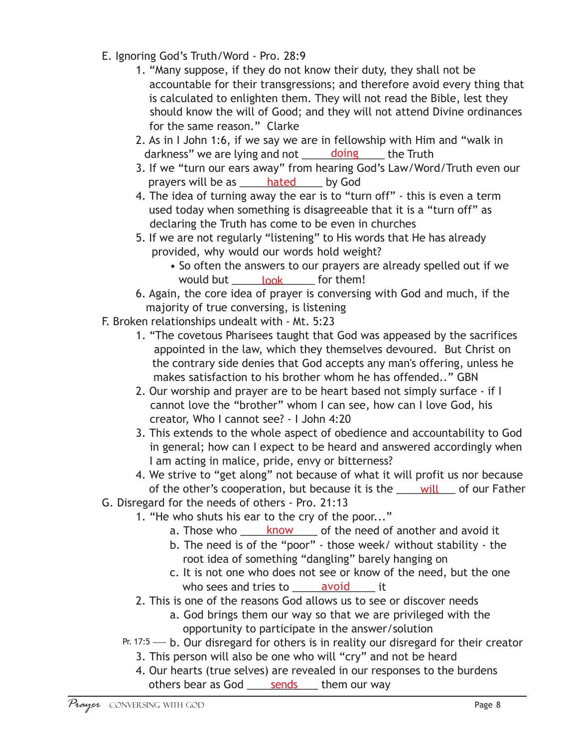E. Ignoring God's Truth/Word - Pro. 28:9

1. "Many suppose, if they do not know their duty, they shall not be accountable for their transgressions; and therefore avoid every thing that is calculated to enlighten them. They will not read the Bible, lest they should know the will of Good; and they will not attend Divine ordinances for the same reason." Clarke
2. As in I John 1:6, if we say we are in fellowship with Him and "walk in darkness" we are lying and not _____doing_____ the Truth
3. If we "turn our ears away" from hearing God's Law/Word/Truth even our prayers will be as _____hated_____ by God
4. The idea of turning away the ear is to "turn off" - this is even a term used today when something is disagreeable that it is a "turn off" as declaring the Truth has come to be even in churches
5. If we are not regularly "listening" to His words that He has already provided, why would our words hold weight?
   - So often the answers to our prayers are already spelled out if we would but _____look_____ for them!
6. Again, the core idea of prayer is conversing with God and much, if the majority of true conversing, is listening

F. Broken relationships undealt with - Mt. 5:23

1. "The covetous Pharisees taught that God was appeased by the sacrifices appointed in the law, which they themselves devoured. But Christ on the contrary side denies that God accepts any man's offering, unless he makes satisfaction to his brother whom he has offended.." GBN
2. Our worship and prayer are to be heart based not simply surface - if I cannot love the "brother" whom I can see, how can I love God, his creator, Who I cannot see? - I John 4:20
3. This extends to the whole aspect of obedience and accountability to God in general; how can I expect to be heard and answered accordingly when I am acting in malice, pride, envy or bitterness?
4. We strive to "get along" not because of what it will profit us nor because of the other's cooperation, but because it is the ____will____ of our Father

G. Disregard for the needs of others - Pro. 21:13

1. "He who shuts his ear to the cry of the poor..."
   a. Those who _____know_____ of the need of another and avoid it
   b. The need is of the "poor" - those week/ without stability - the root idea of something "dangling" barely hanging on
   c. It is not one who does not see or know of the need, but the one who sees and tries to _____avoid_____ it
2. This is one of the reasons God allows us to see or discover needs
   a. God brings them our way so that we are privileged with the opportunity to participate in the answer/solution
   b. Our disregard for others is in reality our disregard for their creator (Pr. 17:5)
3. This person will also be one who will "cry" and not be heard
4. Our hearts (true selves) are revealed in our responses to the burdens others bear as God ____sends____ them our way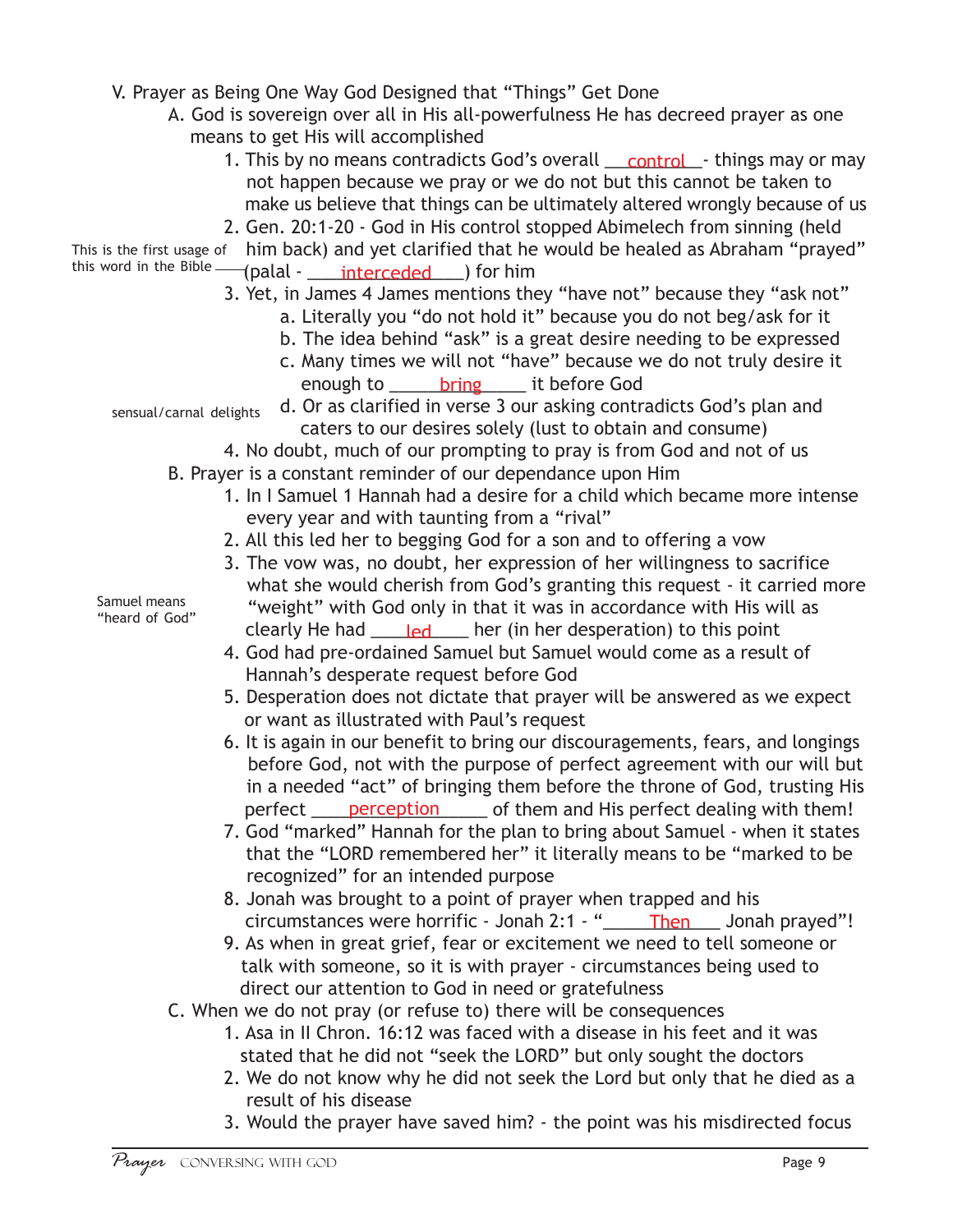V. Prayer as Being One Way God Designed that "Things" Get Done

A. God is sovereign over all in His all-powerfulness He has decreed prayer as one means to get His will accomplished

1. This by no means contradicts God's overall ___control___- things may or may not happen because we pray or we do not but this cannot be taken to make us believe that things can be ultimately altered wrongly because of us
2. Gen. 20:1-20 - God in His control stopped Abimelech from sinning (held him back) and yet clarified that he would be healed as Abraham "prayed" (palal - ___interceded___) for him

   *This is the first usage of this word in the Bible*

3. Yet, in James 4 James mentions they "have not" because they "ask not"
   a. Literally you "do not hold it" because you do not beg/ask for it
   b. The idea behind "ask" is a great desire needing to be expressed
   c. Many times we will not "have" because we do not truly desire it enough to ___bring___ it before God
   d. Or as clarified in verse 3 our asking contradicts God's plan and caters to our desires solely (lust to obtain and consume)

   *sensual/carnal delights*

4. No doubt, much of our prompting to pray is from God and not of us

B. Prayer is a constant reminder of our dependance upon Him

1. In I Samuel 1 Hannah had a desire for a child which became more intense every year and with taunting from a "rival"
2. All this led her to begging God for a son and to offering a vow
3. The vow was, no doubt, her expression of her willingness to sacrifice what she would cherish from God's granting this request - it carried more "weight" with God only in that it was in accordance with His will as clearly He had ___led___ her (in her desperation) to this point

   *Samuel means "heard of God"*

4. God had pre-ordained Samuel but Samuel would come as a result of Hannah's desperate request before God
5. Desperation does not dictate that prayer will be answered as we expect or want as illustrated with Paul's request
6. It is again in our benefit to bring our discouragements, fears, and longings before God, not with the purpose of perfect agreement with our will but in a needed "act" of bringing them before the throne of God, trusting His perfect ___perception___ of them and His perfect dealing with them!
7. God "marked" Hannah for the plan to bring about Samuel - when it states that the "LORD remembered her" it literally means to be "marked to be recognized" for an intended purpose
8. Jonah was brought to a point of prayer when trapped and his circumstances were horrific - Jonah 2:1 - "___Then___ Jonah prayed"!
9. As when in great grief, fear or excitement we need to tell someone or talk with someone, so it is with prayer - circumstances being used to direct our attention to God in need or gratefulness

C. When we do not pray (or refuse to) there will be consequences

1. Asa in II Chron. 16:12 was faced with a disease in his feet and it was stated that he did not "seek the LORD" but only sought the doctors
2. We do not know why he did not seek the Lord but only that he died as a result of his disease
3. Would the prayer have saved him? - the point was his misdirected focus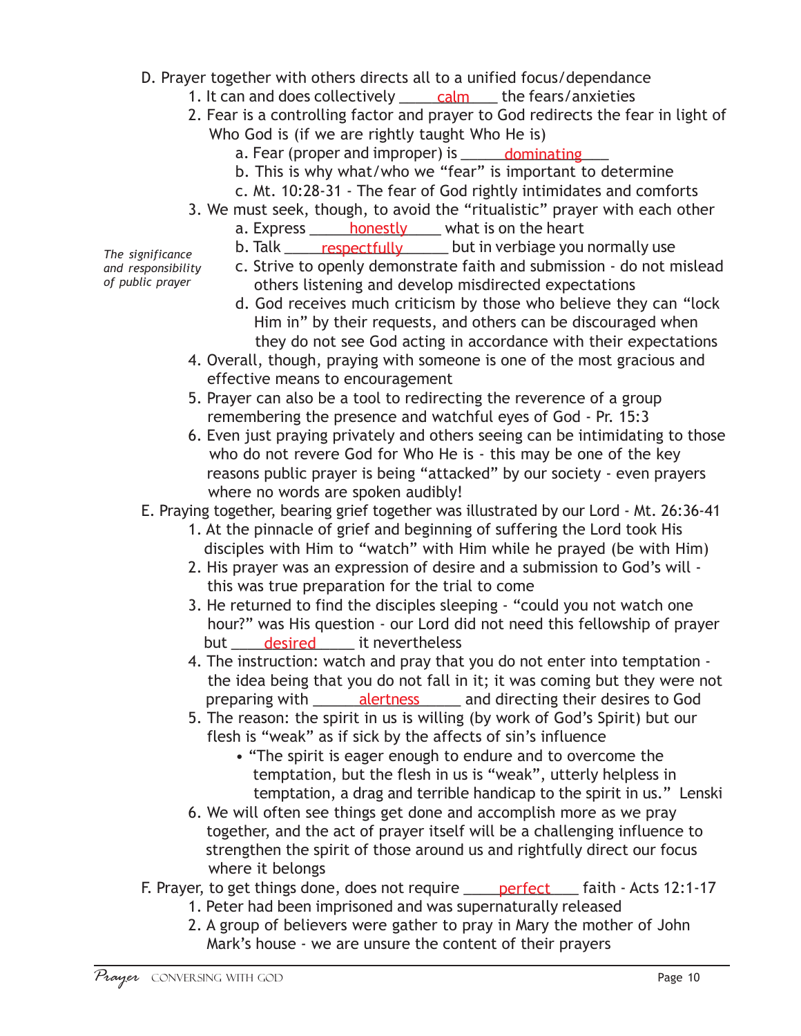D. Prayer together with others directs all to a unified focus/dependance
   1. It can and does collectively ____calm____ the fears/anxieties
   2. Fear is a controlling factor and prayer to God redirects the fear in light of Who God is (if we are rightly taught Who He is)
      a. Fear (proper and improper) is ____dominating____
      b. This is why what/who we "fear" is important to determine
      c. Mt. 10:28-31 - The fear of God rightly intimidates and comforts
   3. We must seek, though, to avoid the "ritualistic" prayer with each other
      a. Express ____honestly____ what is on the heart
      b. Talk ____respectfully____ but in verbiage you normally use
      c. Strive to openly demonstrate faith and submission - do not mislead others listening and develop misdirected expectations
      d. God receives much criticism by those who believe they can "lock Him in" by their requests, and others can be discouraged when they do not see God acting in accordance with their expectations

*The significance and responsibility of public prayer*

   4. Overall, though, praying with someone is one of the most gracious and effective means to encouragement
   5. Prayer can also be a tool to redirecting the reverence of a group remembering the presence and watchful eyes of God - Pr. 15:3
   6. Even just praying privately and others seeing can be intimidating to those who do not revere God for Who He is - this may be one of the key reasons public prayer is being "attacked" by our society - even prayers where no words are spoken audibly!

E. Praying together, bearing grief together was illustrated by our Lord - Mt. 26:36-41
   1. At the pinnacle of grief and beginning of suffering the Lord took His disciples with Him to "watch" with Him while he prayed (be with Him)
   2. His prayer was an expression of desire and a submission to God's will - this was true preparation for the trial to come
   3. He returned to find the disciples sleeping - "could you not watch one hour?" was His question - our Lord did not need this fellowship of prayer but ____desired____ it nevertheless
   4. The instruction: watch and pray that you do not enter into temptation - the idea being that you do not fall in it; it was coming but they were not preparing with ____alertness____ and directing their desires to God
   5. The reason: the spirit in us is willing (by work of God's Spirit) but our flesh is "weak" as if sick by the affects of sin's influence
      - "The spirit is eager enough to endure and to overcome the temptation, but the flesh in us is "weak", utterly helpless in temptation, a drag and terrible handicap to the spirit in us." Lenski
   6. We will often see things get done and accomplish more as we pray together, and the act of prayer itself will be a challenging influence to strengthen the spirit of those around us and rightfully direct our focus where it belongs

F. Prayer, to get things done, does not require ____perfect____ faith - Acts 12:1-17
   1. Peter had been imprisoned and was supernaturally released
   2. A group of believers were gather to pray in Mary the mother of John Mark's house - we are unsure the content of their prayers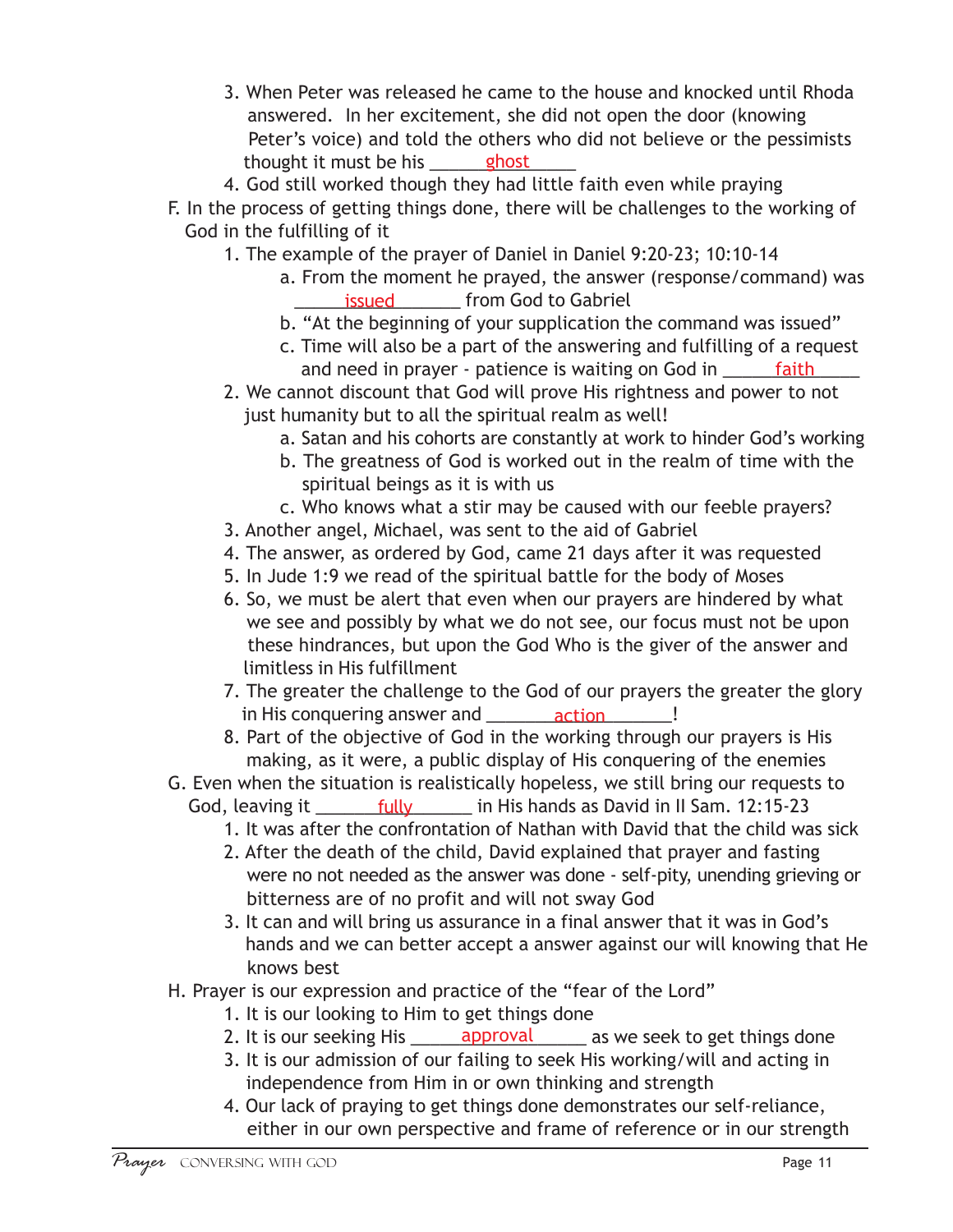3. When Peter was released he came to the house and knocked until Rhoda answered. In her excitement, she did not open the door (knowing Peter's voice) and told the others who did not believe or the pessimists thought it must be his ______ghost_____
4. God still worked though they had little faith even while praying

F. In the process of getting things done, there will be challenges to the working of God in the fulfilling of it

1. The example of the prayer of Daniel in Daniel 9:20-23; 10:10-14
    a. From the moment he prayed, the answer (response/command) was ______issued_______ from God to Gabriel
    b. "At the beginning of your supplication the command was issued"
    c. Time will also be a part of the answering and fulfilling of a request and need in prayer - patience is waiting on God in ______faith_____
2. We cannot discount that God will prove His rightness and power to not just humanity but to all the spiritual realm as well!
    a. Satan and his cohorts are constantly at work to hinder God's working
    b. The greatness of God is worked out in the realm of time with the spiritual beings as it is with us
    c. Who knows what a stir may be caused with our feeble prayers?
3. Another angel, Michael, was sent to the aid of Gabriel
4. The answer, as ordered by God, came 21 days after it was requested
5. In Jude 1:9 we read of the spiritual battle for the body of Moses
6. So, we must be alert that even when our prayers are hindered by what we see and possibly by what we do not see, our focus must not be upon these hindrances, but upon the God Who is the giver of the answer and limitless in His fulfillment
7. The greater the challenge to the God of our prayers the greater the glory in His conquering answer and ________action________!
8. Part of the objective of God in the working through our prayers is His making, as it were, a public display of His conquering of the enemies

G. Even when the situation is realistically hopeless, we still bring our requests to God, leaving it _______fully_______ in His hands as David in II Sam. 12:15-23

1. It was after the confrontation of Nathan with David that the child was sick
2. After the death of the child, David explained that prayer and fasting were no not needed as the answer was done - self-pity, unending grieving or bitterness are of no profit and will not sway God
3. It can and will bring us assurance in a final answer that it was in God's hands and we can better accept a answer against our will knowing that He knows best

H. Prayer is our expression and practice of the "fear of the Lord"

1. It is our looking to Him to get things done
2. It is our seeking His ______approval______ as we seek to get things done
3. It is our admission of our failing to seek His working/will and acting in independence from Him in or own thinking and strength
4. Our lack of praying to get things done demonstrates our self-reliance, either in our own perspective and frame of reference or in our strength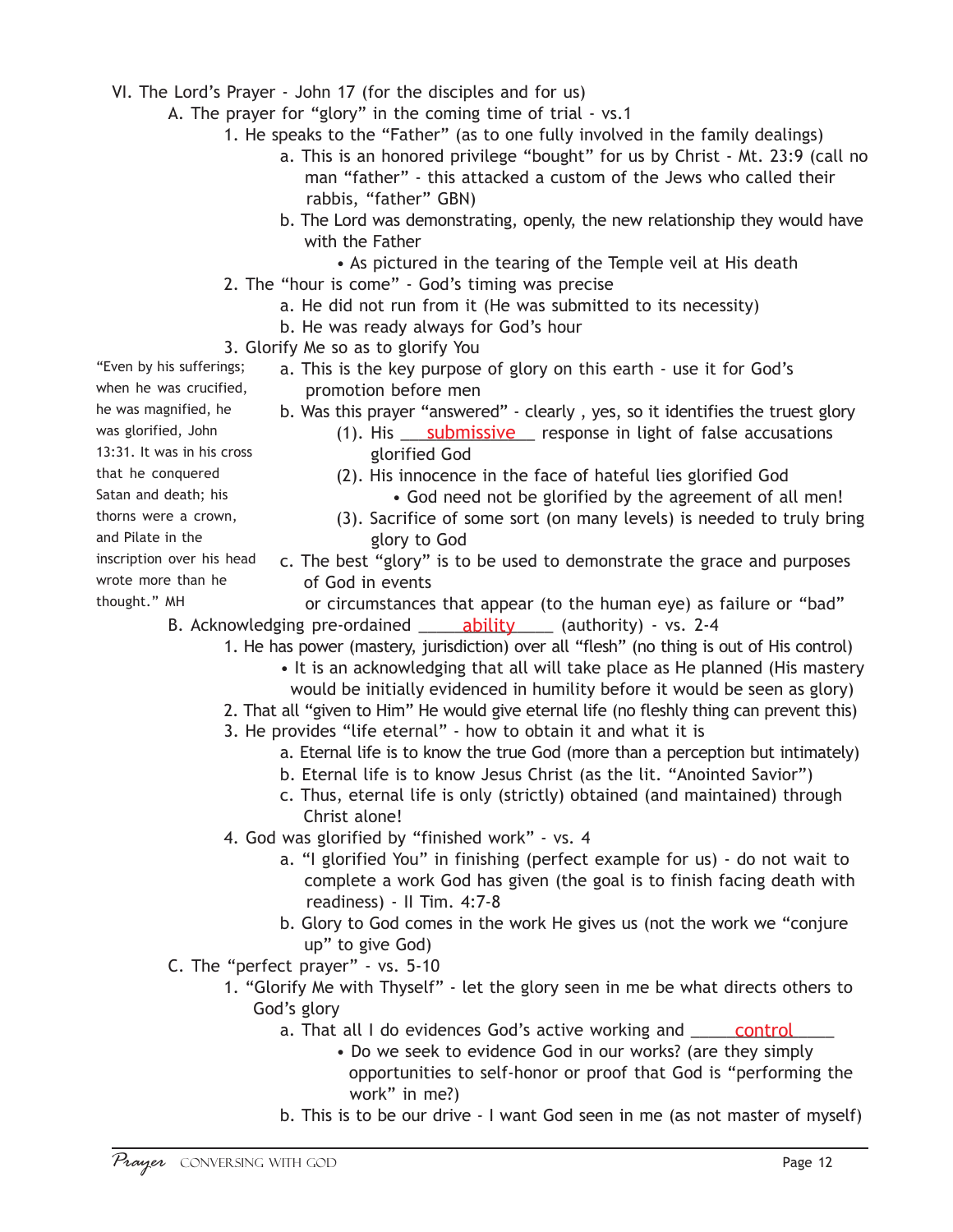VI. The Lord's Prayer - John 17 (for the disciples and for us)

- A. The prayer for "glory" in the coming time of trial - vs.1
  - 1. He speaks to the "Father" (as to one fully involved in the family dealings)
    - a. This is an honored privilege "bought" for us by Christ - Mt. 23:9 (call no man "father" - this attacked a custom of the Jews who called their rabbis, "father" GBN)
    - b. The Lord was demonstrating, openly, the new relationship they would have with the Father
      - As pictured in the tearing of the Temple veil at His death
  - 2. The "hour is come" - God's timing was precise
    - a. He did not run from it (He was submitted to its necessity)
    - b. He was ready always for God's hour
  - 3. Glorify Me so as to glorify You
    - a. This is the key purpose of glory on this earth - use it for God's promotion before men
    - b. Was this prayer "answered" - clearly , yes, so it identifies the truest glory
      - (1). His ___submissive___ response in light of false accusations glorified God
      - (2). His innocence in the face of hateful lies glorified God
        - God need not be glorified by the agreement of all men!
      - (3). Sacrifice of some sort (on many levels) is needed to truly bring glory to God
    - c. The best "glory" is to be used to demonstrate the grace and purposes of God in events or circumstances that appear (to the human eye) as failure or "bad"

> "Even by his sufferings; when he was crucified, he was magnified, he was glorified, John 13:31. It was in his cross that he conquered Satan and death; his thorns were a crown, and Pilate in the inscription over his head wrote more than he thought." MH

- B. Acknowledging pre-ordained ___ability___ (authority) - vs. 2-4
  - 1. He has power (mastery, jurisdiction) over all "flesh" (no thing is out of His control)
    - It is an acknowledging that all will take place as He planned (His mastery would be initially evidenced in humility before it would be seen as glory)
  - 2. That all "given to Him" He would give eternal life (no fleshly thing can prevent this)
  - 3. He provides "life eternal" - how to obtain it and what it is
    - a. Eternal life is to know the true God (more than a perception but intimately)
    - b. Eternal life is to know Jesus Christ (as the lit. "Anointed Savior")
    - c. Thus, eternal life is only (strictly) obtained (and maintained) through Christ alone!
  - 4. God was glorified by "finished work" - vs. 4
    - a. "I glorified You" in finishing (perfect example for us) - do not wait to complete a work God has given (the goal is to finish facing death with readiness) - II Tim. 4:7-8
    - b. Glory to God comes in the work He gives us (not the work we "conjure up" to give God)
- C. The "perfect prayer" - vs. 5-10
  - 1. "Glorify Me with Thyself" - let the glory seen in me be what directs others to God's glory
    - a. That all I do evidences God's active working and ___control___
      - Do we seek to evidence God in our works? (are they simply opportunities to self-honor or proof that God is "performing the work" in me?)
    - b. This is to be our drive - I want God seen in me (as not master of myself)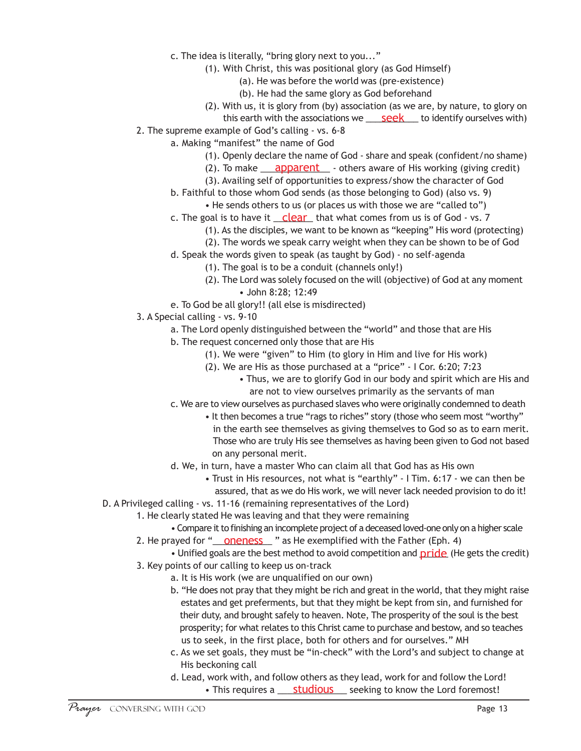- c. The idea is literally, "bring glory next to you..."
    - (1). With Christ, this was positional glory (as God Himself)
        - (a). He was before the world was (pre-existence)
        - (b). He had the same glory as God beforehand
    - (2). With us, it is glory from (by) association (as we are, by nature, to glory on this earth with the associations we ___seek___ to identify ourselves with)

2. The supreme example of God's calling - vs. 6-8
    - a. Making "manifest" the name of God
        - (1). Openly declare the name of God - share and speak (confident/no shame)
        - (2). To make ___apparent___ - others aware of His working (giving credit)
        - (3). Availing self of opportunities to express/show the character of God
    - b. Faithful to those whom God sends (as those belonging to God) (also vs. 9)
        - • He sends others to us (or places us with those we are "called to")
    - c. The goal is to have it ___clear___ that what comes from us is of God - vs. 7
        - (1). As the disciples, we want to be known as "keeping" His word (protecting)
        - (2). The words we speak carry weight when they can be shown to be of God
    - d. Speak the words given to speak (as taught by God) - no self-agenda
        - (1). The goal is to be a conduit (channels only!)
        - (2). The Lord was solely focused on the will (objective) of God at any moment
            - • John 8:28; 12:49
    - e. To God be all glory!! (all else is misdirected)

3. A Special calling - vs. 9-10
    - a. The Lord openly distinguished between the "world" and those that are His
    - b. The request concerned only those that are His
        - (1). We were "given" to Him (to glory in Him and live for His work)
        - (2). We are His as those purchased at a "price" - I Cor. 6:20; 7:23
            - • Thus, we are to glorify God in our body and spirit which are His and are not to view ourselves primarily as the servants of man
    - c. We are to view ourselves as purchased slaves who were originally condemned to death
        - • It then becomes a true "rags to riches" story (those who seem most "worthy" in the earth see themselves as giving themselves to God so as to earn merit. Those who are truly His see themselves as having been given to God not based on any personal merit.
    - d. We, in turn, have a master Who can claim all that God has as His own
        - • Trust in His resources, not what is "earthly" - I Tim. 6:17 - we can then be assured, that as we do His work, we will never lack needed provision to do it!

D. A Privileged calling - vs. 11-16 (remaining representatives of the Lord)

1. He clearly stated He was leaving and that they were remaining
    - • Compare it to finishing an incomplete project of a deceased loved-one only on a higher scale
2. He prayed for "___oneness___" as He exemplified with the Father (Eph. 4)
    - • Unified goals are the best method to avoid competition and ___pride___ (He gets the credit)
3. Key points of our calling to keep us on-track
    - a. It is His work (we are unqualified on our own)
    - b. "He does not pray that they might be rich and great in the world, that they might raise estates and get preferments, but that they might be kept from sin, and furnished for their duty, and brought safely to heaven. Note, The prosperity of the soul is the best prosperity; for what relates to this Christ came to purchase and bestow, and so teaches us to seek, in the first place, both for others and for ourselves." MH
    - c. As we set goals, they must be "in-check" with the Lord's and subject to change at His beckoning call
    - d. Lead, work with, and follow others as they lead, work for and follow the Lord!
        - • This requires a ___studious___ seeking to know the Lord foremost!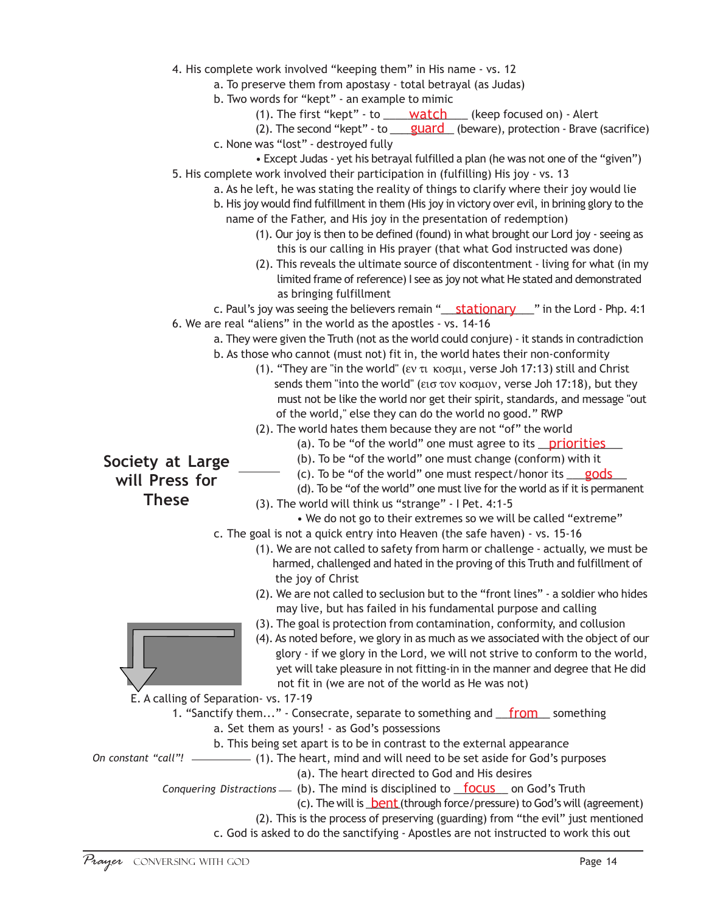4. His complete work involved "keeping them" in His name - vs. 12
    - a. To preserve them from apostasy - total betrayal (as Judas)
    - b. Two words for "kept" - an example to mimic
        - (1). The first "kept" - to ___watch___ (keep focused on) - Alert
        - (2). The second "kept" - to ___guard___ (beware), protection - Brave (sacrifice)
    - c. None was "lost" - destroyed fully
        - Except Judas - yet his betrayal fulfilled a plan (he was not one of the "given")

5. His complete work involved their participation in (fulfilling) His joy - vs. 13
    - a. As he left, he was stating the reality of things to clarify where their joy would lie
    - b. His joy would find fulfillment in them (His joy in victory over evil, in brining glory to the name of the Father, and His joy in the presentation of redemption)
        - (1). Our joy is then to be defined (found) in what brought our Lord joy - seeing as this is our calling in His prayer (that what God instructed was done)
        - (2). This reveals the ultimate source of discontentment - living for what (in my limited frame of reference) I see as joy not what He stated and demonstrated as bringing fulfillment
    - c. Paul's joy was seeing the believers remain "___stationary___" in the Lord - Php. 4:1

6. We are real "aliens" in the world as the apostles - vs. 14-16
    - a. They were given the Truth (not as the world could conjure) - it stands in contradiction
    - b. As those who cannot (must not) fit in, the world hates their non-conformity
        - (1). "They are "in the world" (εν τι κοσμι, verse Joh 17:13) still and Christ sends them "into the world" (εισ τον κοσμον, verse Joh 17:18), but they must not be like the world nor get their spirit, standards, and message "out of the world," else they can do the world no good." RWP
        - (2). The world hates them because they are not "of" the world

**Society at Large will Press for These** ——
            - (a). To be "of the world" one must agree to its ___priorities___
            - (b). To be "of the world" one must change (conform) with it
            - (c). To be "of the world" one must respect/honor its ___gods___
            - (d). To be "of the world" one must live for the world as if it is permanent
        - (3). The world will think us "strange" - I Pet. 4:1-5
            - We do not go to their extremes so we will be called "extreme"
    - c. The goal is not a quick entry into Heaven (the safe haven) - vs. 15-16
        - (1). We are not called to safety from harm or challenge - actually, we must be harmed, challenged and hated in the proving of this Truth and fulfillment of the joy of Christ
        - (2). We are not called to seclusion but to the "front lines" - a soldier who hides may live, but has failed in his fundamental purpose and calling
        - (3). The goal is protection from contamination, conformity, and collusion
        - (4). As noted before, we glory in as much as we associated with the object of our glory - if we glory in the Lord, we will not strive to conform to the world, yet will take pleasure in not fitting-in in the manner and degree that He did not fit in (we are not of the world as He was not)

E. A calling of Separation- vs. 17-19

1. "Sanctify them..." - Consecrate, separate to something and ___from___ something
    - a. Set them as yours! - as God's possessions
    - b. This being set apart is to be in contrast to the external appearance

*On constant "call"!* ——
        - (1). The heart, mind and will need to be set aside for God's purposes
            - (a). The heart directed to God and His desires

*Conquering Distractions* ——
            - (b). The mind is disciplined to ___focus___ on God's Truth
            - (c). The will is ___bent___ (through force/pressure) to God's will (agreement)
        - (2). This is the process of preserving (guarding) from "the evil" just mentioned
    - c. God is asked to do the sanctifying - Apostles are not instructed to work this out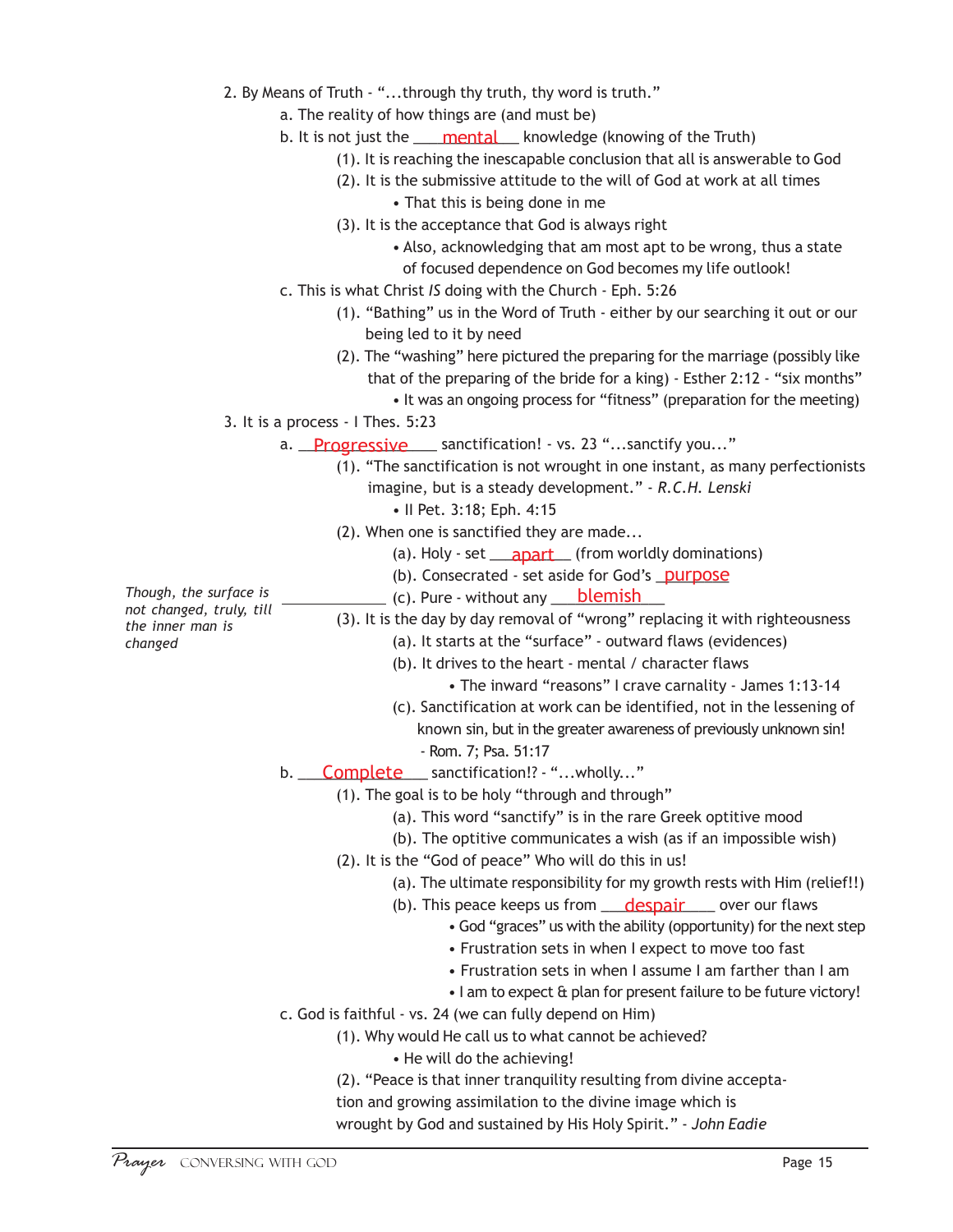2. By Means of Truth - "...through thy truth, thy word is truth."
   - a. The reality of how things are (and must be)
   - b. It is not just the ___mental___ knowledge (knowing of the Truth)
     - (1). It is reaching the inescapable conclusion that all is answerable to God
     - (2). It is the submissive attitude to the will of God at work at all times
       - That this is being done in me
     - (3). It is the acceptance that God is always right
       - Also, acknowledging that am most apt to be wrong, thus a state of focused dependence on God becomes my life outlook!
   - c. This is what Christ *IS* doing with the Church - Eph. 5:26
     - (1). "Bathing" us in the Word of Truth - either by our searching it out or our being led to it by need
     - (2). The "washing" here pictured the preparing for the marriage (possibly like that of the preparing of the bride for a king) - Esther 2:12 - "six months"
       - It was an ongoing process for "fitness" (preparation for the meeting)

3. It is a process - I Thes. 5:23
   - a. ___Progressive___ sanctification! - vs. 23 "...sanctify you..."
     - (1). "The sanctification is not wrought in one instant, as many perfectionists imagine, but is a steady development." - *R.C.H. Lenski*
       - II Pet. 3:18; Eph. 4:15
     - (2). When one is sanctified they are made...
       - (a). Holy - set ___apart___ (from worldly dominations)
       - (b). Consecrated - set aside for God's ___purpose___
       - (c). Pure - without any ___blemish___
     - (3). It is the day by day removal of "wrong" replacing it with righteousness
       - (a). It starts at the "surface" - outward flaws (evidences)
       - (b). It drives to the heart - mental / character flaws
         - The inward "reasons" I crave carnality - James 1:13-14
       - (c). Sanctification at work can be identified, not in the lessening of known sin, but in the greater awareness of previously unknown sin! - Rom. 7; Psa. 51:17

*Though, the surface is not changed, truly, till the inner man is changed*

   - b. ___Complete___ sanctification!? - "...wholly..."
     - (1). The goal is to be holy "through and through"
       - (a). This word "sanctify" is in the rare Greek optitive mood
       - (b). The optitive communicates a wish (as if an impossible wish)
     - (2). It is the "God of peace" Who will do this in us!
       - (a). The ultimate responsibility for my growth rests with Him (relief!!)
       - (b). This peace keeps us from ___despair___ over our flaws
         - God "graces" us with the ability (opportunity) for the next step
         - Frustration sets in when I expect to move too fast
         - Frustration sets in when I assume I am farther than I am
         - I am to expect & plan for present failure to be future victory!
   - c. God is faithful - vs. 24 (we can fully depend on Him)
     - (1). Why would He call us to what cannot be achieved?
       - He will do the achieving!
     - (2). "Peace is that inner tranquility resulting from divine acceptation and growing assimilation to the divine image which is wrought by God and sustained by His Holy Spirit." - *John Eadie*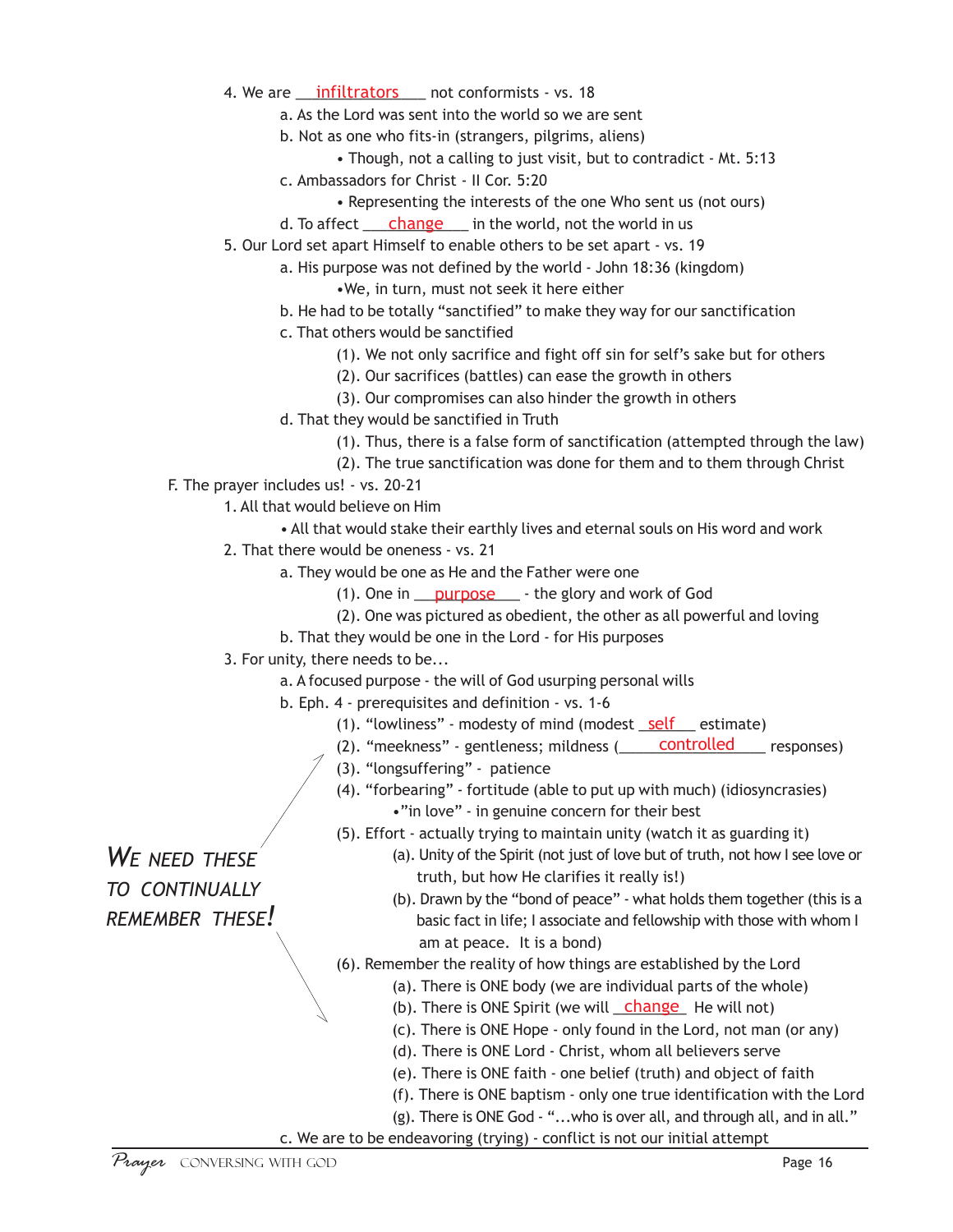4. We are \_\_infiltrators\_\_ not conformists - vs. 18
    - a. As the Lord was sent into the world so we are sent
    - b. Not as one who fits-in (strangers, pilgrims, aliens)
        - Though, not a calling to just visit, but to contradict - Mt. 5:13
    - c. Ambassadors for Christ - II Cor. 5:20
        - Representing the interests of the one Who sent us (not ours)
    - d. To affect \_\_change\_\_ in the world, not the world in us

5. Our Lord set apart Himself to enable others to be set apart - vs. 19
    - a. His purpose was not defined by the world - John 18:36 (kingdom)
        - We, in turn, must not seek it here either
    - b. He had to be totally "sanctified" to make they way for our sanctification
    - c. That others would be sanctified
        - (1). We not only sacrifice and fight off sin for self's sake but for others
        - (2). Our sacrifices (battles) can ease the growth in others
        - (3). Our compromises can also hinder the growth in others
    - d. That they would be sanctified in Truth
        - (1). Thus, there is a false form of sanctification (attempted through the law)
        - (2). The true sanctification was done for them and to them through Christ

F. The prayer includes us! - vs. 20-21

1. All that would believe on Him
    - All that would stake their earthly lives and eternal souls on His word and work

2. That there would be oneness - vs. 21
    - a. They would be one as He and the Father were one
        - (1). One in \_\_purpose\_\_ - the glory and work of God
        - (2). One was pictured as obedient, the other as all powerful and loving
    - b. That they would be one in the Lord - for His purposes

3. For unity, there needs to be...
    - a. A focused purpose - the will of God usurping personal wills
    - b. Eph. 4 - prerequisites and definition - vs. 1-6
        - (1). "lowliness" - modesty of mind (modest \_\_self\_\_ estimate)
        - (2). "meekness" - gentleness; mildness (\_\_controlled\_\_ responses)
        - (3). "longsuffering" - patience
        - (4). "forbearing" - fortitude (able to put up with much) (idiosyncrasies)
            - "in love" - in genuine concern for their best
        - (5). Effort - actually trying to maintain unity (watch it as guarding it)
            - (a). Unity of the Spirit (not just of love but of truth, not how I see love or truth, but how He clarifies it really is!)
            - (b). Drawn by the "bond of peace" - what holds them together (this is a basic fact in life; I associate and fellowship with those with whom I am at peace. It is a bond)
        - (6). Remember the reality of how things are established by the Lord
            - (a). There is ONE body (we are individual parts of the whole)
            - (b). There is ONE Spirit (we will \_\_change\_\_ He will not)
            - (c). There is ONE Hope - only found in the Lord, not man (or any)
            - (d). There is ONE Lord - Christ, whom all believers serve
            - (e). There is ONE faith - one belief (truth) and object of faith
            - (f). There is ONE baptism - only one true identification with the Lord
            - (g). There is ONE God - "...who is over all, and through all, and in all."
    - c. We are to be endeavoring (trying) - conflict is not our initial attempt

*WE NEED THESE TO CONTINUALLY REMEMBER THESE!*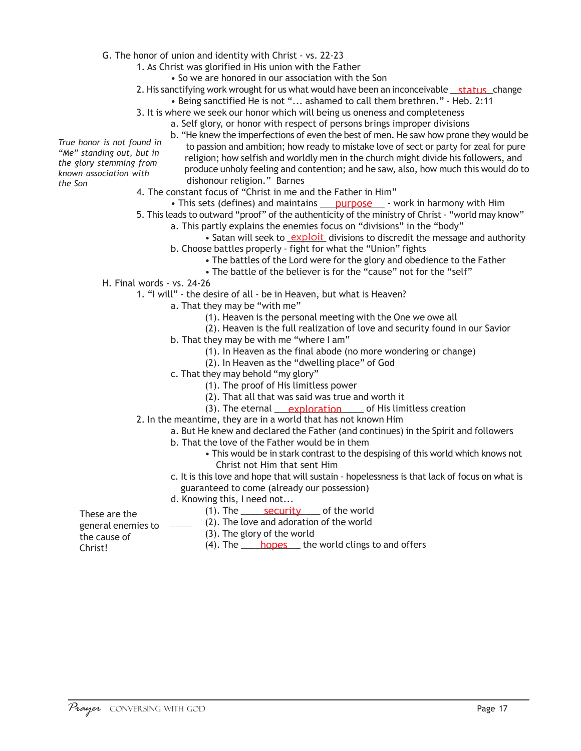G. The honor of union and identity with Christ - vs. 22-23

1. As Christ was glorified in His union with the Father
   - So we are honored in our association with the Son
2. His sanctifying work wrought for us what would have been an inconceivable __status__ change
   - Being sanctified He is not "... ashamed to call them brethren." - Heb. 2:11
3. It is where we seek our honor which will being us oneness and completeness
   a. Self glory, or honor with respect of persons brings improper divisions
   b. "He knew the imperfections of even the best of men. He saw how prone they would be to passion and ambition; how ready to mistake love of sect or party for zeal for pure religion; how selfish and worldly men in the church might divide his followers, and produce unholy feeling and contention; and he saw, also, how much this would do to dishonour religion." Barnes

*True honor is not found in "Me" standing out, but in the glory stemming from known association with the Son*

4. The constant focus of "Christ in me and the Father in Him"
   - This sets (defines) and maintains __purpose__ - work in harmony with Him
5. This leads to outward "proof" of the authenticity of the ministry of Christ - "world may know"
   a. This partly explains the enemies focus on "divisions" in the "body"
      - Satan will seek to __exploit__ divisions to discredit the message and authority
   b. Choose battles properly - fight for what the "Union" fights
      - The battles of the Lord were for the glory and obedience to the Father
      - The battle of the believer is for the "cause" not for the "self"

H. Final words - vs. 24-26

1. "I will" - the desire of all - be in Heaven, but what is Heaven?
   a. That they may be "with me"
      (1). Heaven is the personal meeting with the One we owe all
      (2). Heaven is the full realization of love and security found in our Savior
   b. That they may be with me "where I am"
      (1). In Heaven as the final abode (no more wondering or change)
      (2). In Heaven as the "dwelling place" of God
   c. That they may behold "my glory"
      (1). The proof of His limitless power
      (2). That all that was said was true and worth it
      (3). The eternal __exploration__ of His limitless creation
2. In the meantime, they are in a world that has not known Him
   a. But He knew and declared the Father (and continues) in the Spirit and followers
   b. That the love of the Father would be in them
      - This would be in stark contrast to the despising of this world which knows not Christ not Him that sent Him
   c. It is this love and hope that will sustain - hopelessness is that lack of focus on what is guaranteed to come (already our possession)
   d. Knowing this, I need not...
      (1). The __security__ of the world
      (2). The love and adoration of the world
      (3). The glory of the world
      (4). The __hopes__ the world clings to and offers

These are the general enemies to the cause of Christ!